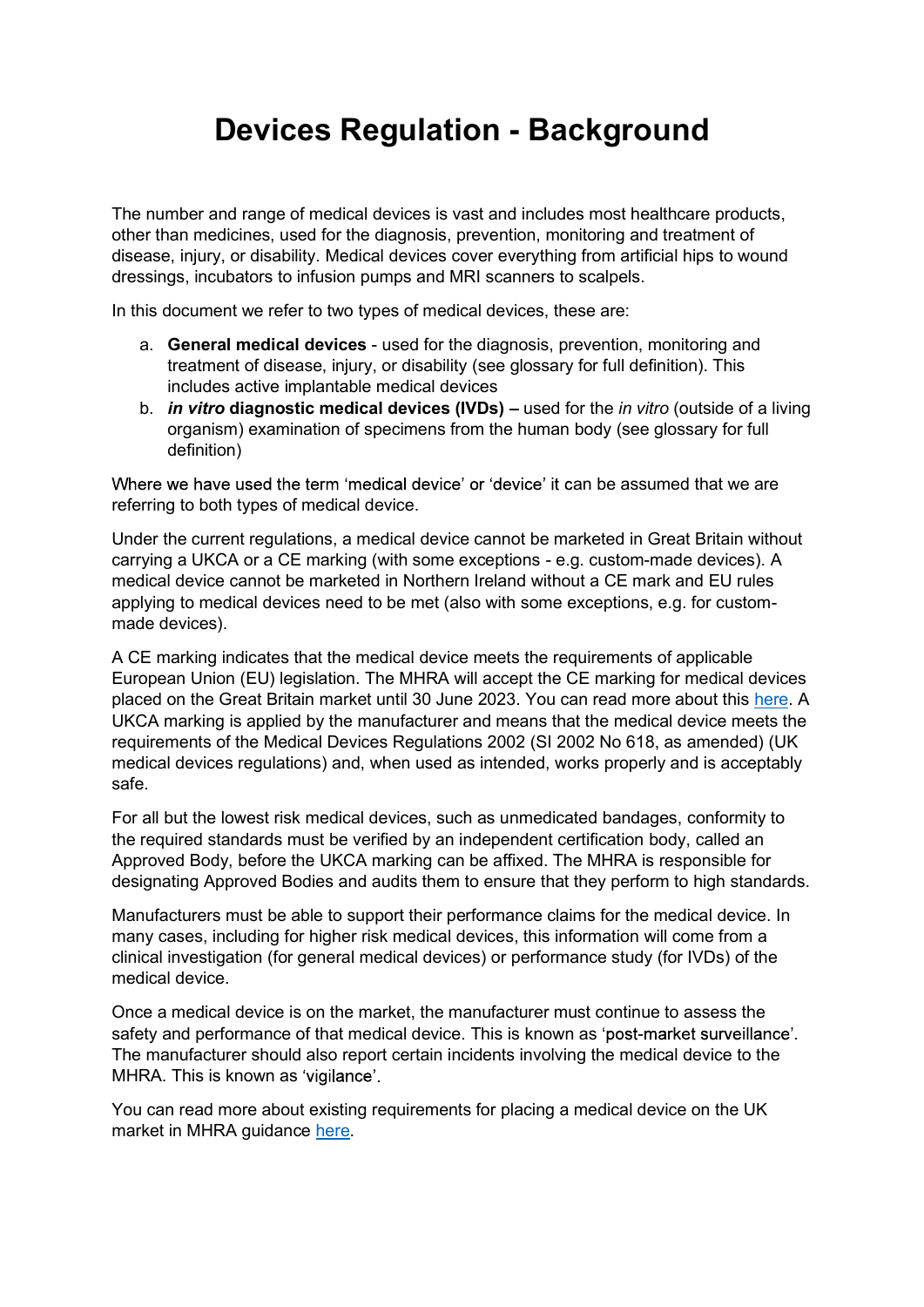# Devices Regulation - Background

The number and range of medical devices is vast and includes most healthcare products, other than medicines, used for the diagnosis, prevention, monitoring and treatment of disease, injury, or disability. Medical devices cover everything from artificial hips to wound dressings, incubators to infusion pumps and MRI scanners to scalpels.

In this document we refer to two types of medical devices, these are:

a. **General medical devices** - used for the diagnosis, prevention, monitoring and treatment of disease, injury, or disability (see glossary for full definition). This includes active implantable medical devices
b. ***in vitro*** **diagnostic medical devices (IVDs) –** used for the *in vitro* (outside of a living organism) examination of specimens from the human body (see glossary for full definition)

Where we have used the term 'medical device' or 'device' it can be assumed that we are referring to both types of medical device.

Under the current regulations, a medical device cannot be marketed in Great Britain without carrying a UKCA or a CE marking (with some exceptions - e.g. custom-made devices). A medical device cannot be marketed in Northern Ireland without a CE mark and EU rules applying to medical devices need to be met (also with some exceptions, e.g. for custom-made devices).

A CE marking indicates that the medical device meets the requirements of applicable European Union (EU) legislation. The MHRA will accept the CE marking for medical devices placed on the Great Britain market until 30 June 2023. You can read more about this [here](). A UKCA marking is applied by the manufacturer and means that the medical device meets the requirements of the Medical Devices Regulations 2002 (SI 2002 No 618, as amended) (UK medical devices regulations) and, when used as intended, works properly and is acceptably safe.

For all but the lowest risk medical devices, such as unmedicated bandages, conformity to the required standards must be verified by an independent certification body, called an Approved Body, before the UKCA marking can be affixed. The MHRA is responsible for designating Approved Bodies and audits them to ensure that they perform to high standards.

Manufacturers must be able to support their performance claims for the medical device. In many cases, including for higher risk medical devices, this information will come from a clinical investigation (for general medical devices) or performance study (for IVDs) of the medical device.

Once a medical device is on the market, the manufacturer must continue to assess the safety and performance of that medical device. This is known as 'post-market surveillance'. The manufacturer should also report certain incidents involving the medical device to the MHRA. This is known as 'vigilance'.

You can read more about existing requirements for placing a medical device on the UK market in MHRA guidance [here]().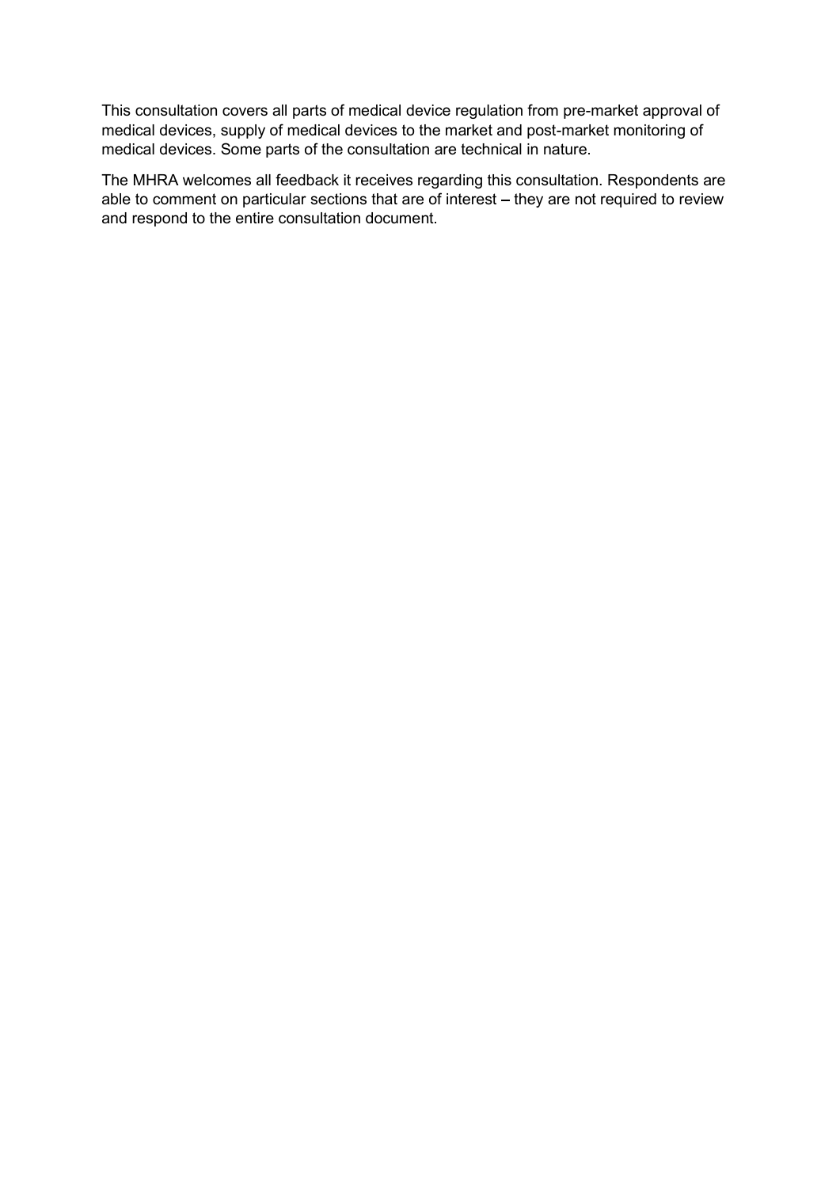This consultation covers all parts of medical device regulation from pre-market approval of medical devices, supply of medical devices to the market and post-market monitoring of medical devices. Some parts of the consultation are technical in nature.

The MHRA welcomes all feedback it receives regarding this consultation. Respondents are able to comment on particular sections that are of interest – they are not required to review and respond to the entire consultation document.